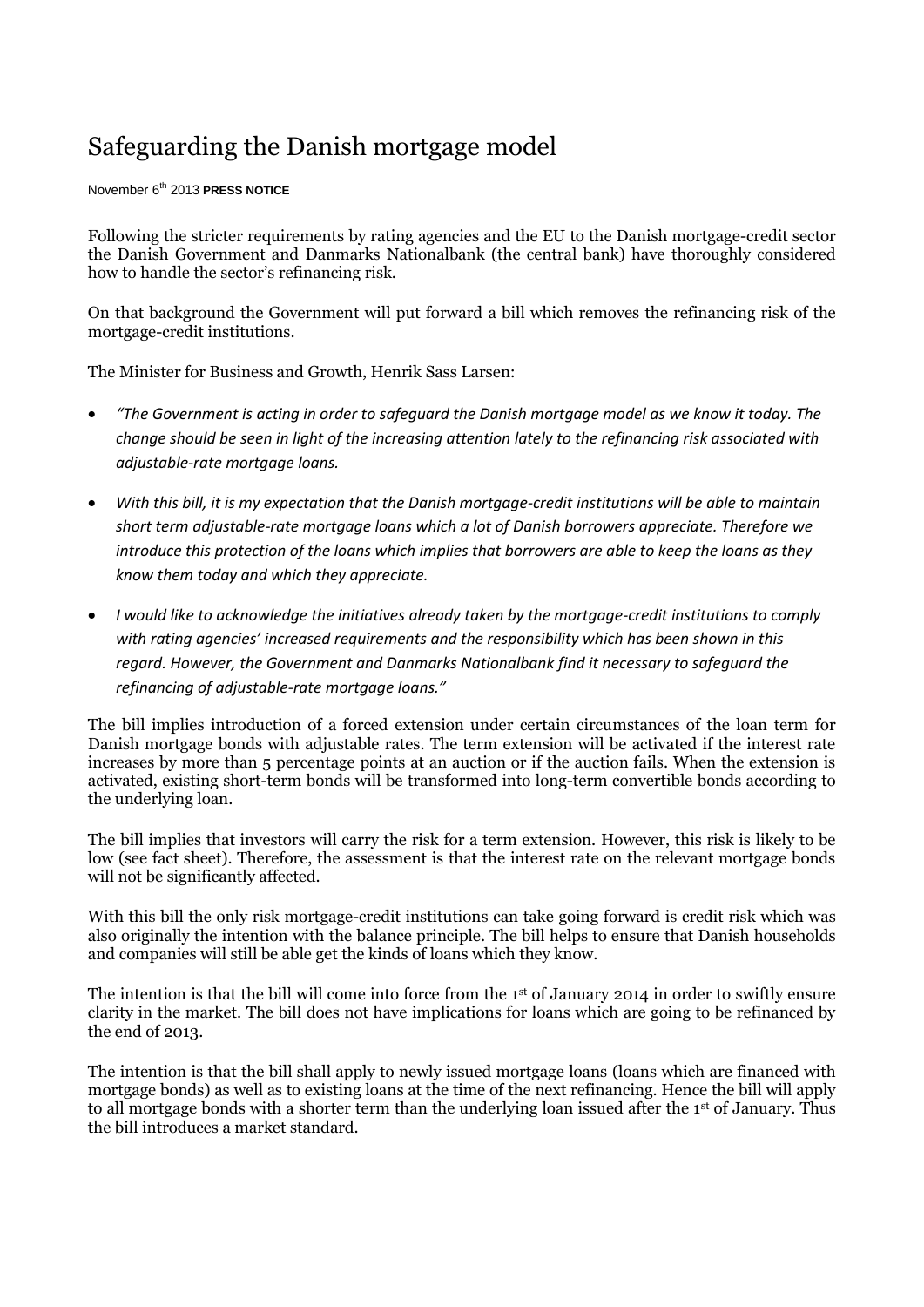# Safeguarding the Danish mortgage model

November 6th 2013 **PRESS NOTICE**

Following the stricter requirements by rating agencies and the EU to the Danish mortgage-credit sector the Danish Government and Danmarks Nationalbank (the central bank) have thoroughly considered how to handle the sector's refinancing risk.

On that background the Government will put forward a bill which removes the refinancing risk of the mortgage-credit institutions.

The Minister for Business and Growth, Henrik Sass Larsen:

- *"The Government is acting in order to safeguard the Danish mortgage model as we know it today. The change should be seen in light of the increasing attention lately to the refinancing risk associated with adjustable-rate mortgage loans.*
- *With this bill, it is my expectation that the Danish mortgage-credit institutions will be able to maintain short term adjustable-rate mortgage loans which a lot of Danish borrowers appreciate. Therefore we introduce this protection of the loans which implies that borrowers are able to keep the loans as they know them today and which they appreciate.*
- *I would like to acknowledge the initiatives already taken by the mortgage-credit institutions to comply with rating agencies' increased requirements and the responsibility which has been shown in this regard. However, the Government and Danmarks Nationalbank find it necessary to safeguard the refinancing of adjustable-rate mortgage loans."*

The bill implies introduction of a forced extension under certain circumstances of the loan term for Danish mortgage bonds with adjustable rates. The term extension will be activated if the interest rate increases by more than 5 percentage points at an auction or if the auction fails. When the extension is activated, existing short-term bonds will be transformed into long-term convertible bonds according to the underlying loan.

The bill implies that investors will carry the risk for a term extension. However, this risk is likely to be low (see fact sheet). Therefore, the assessment is that the interest rate on the relevant mortgage bonds will not be significantly affected.

With this bill the only risk mortgage-credit institutions can take going forward is credit risk which was also originally the intention with the balance principle. The bill helps to ensure that Danish households and companies will still be able get the kinds of loans which they know.

The intention is that the bill will come into force from the 1st of January 2014 in order to swiftly ensure clarity in the market. The bill does not have implications for loans which are going to be refinanced by the end of 2013.

The intention is that the bill shall apply to newly issued mortgage loans (loans which are financed with mortgage bonds) as well as to existing loans at the time of the next refinancing. Hence the bill will apply to all mortgage bonds with a shorter term than the underlying loan issued after the 1st of January. Thus the bill introduces a market standard.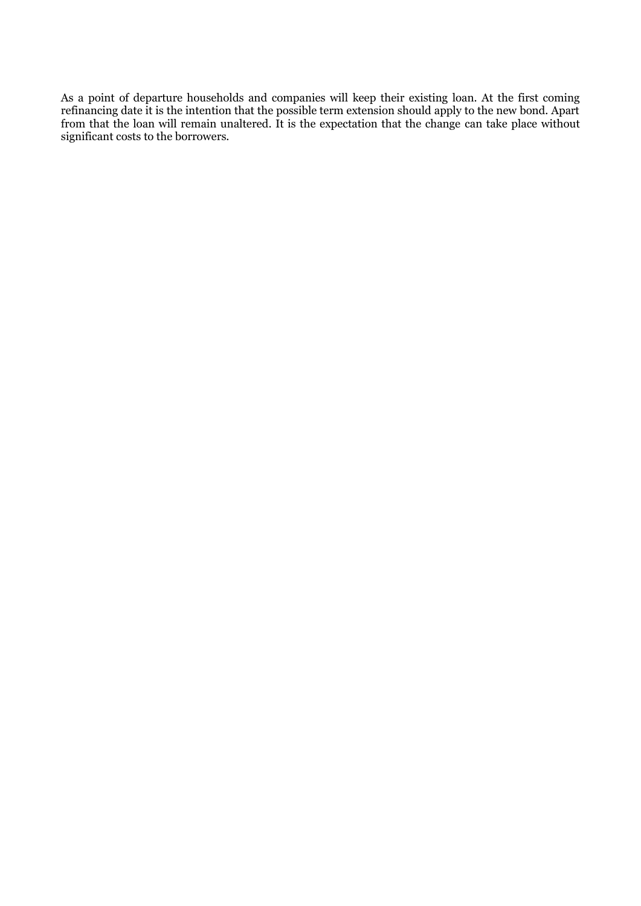As a point of departure households and companies will keep their existing loan. At the first coming refinancing date it is the intention that the possible term extension should apply to the new bond. Apart from that the loan will remain unaltered. It is the expectation that the change can take place without significant costs to the borrowers.